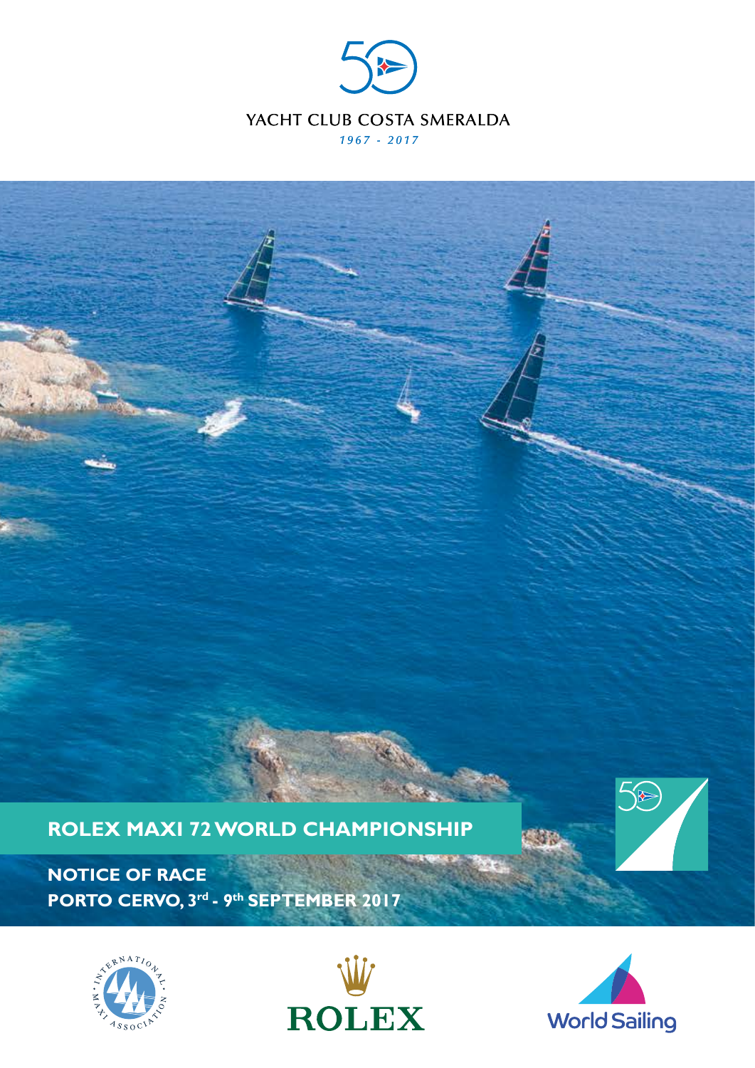YACHT CLUB COSTA SMERALDA

*1967 - 2017*

# ROLEX MAXI 72 WORLD CHAMPIONSHIP

## NOTICE OF RACE

## PORTO CERVO, 3rd - 9th SEPTEMBER 2017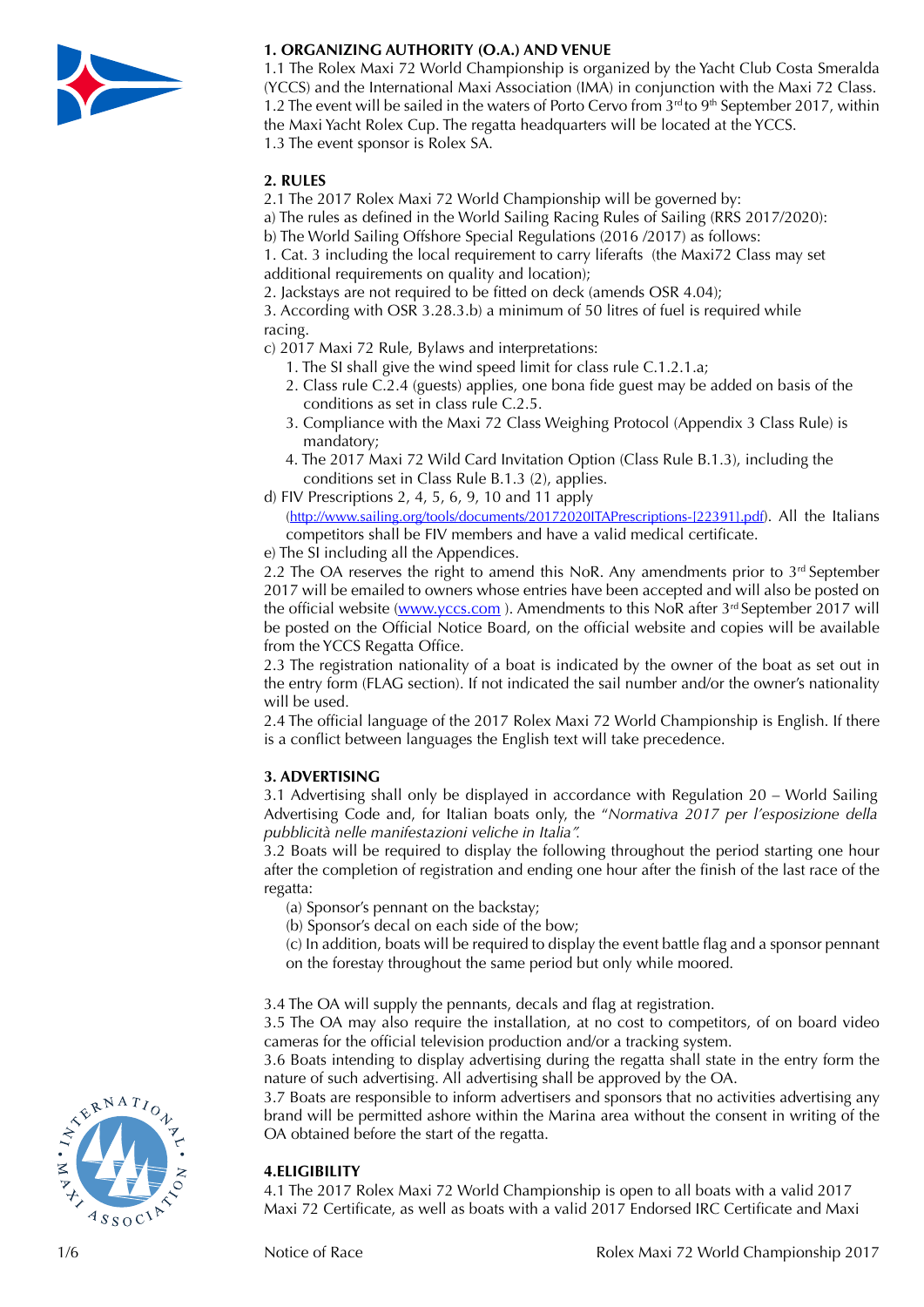## 1. ORGANIZING AUTHORITY (O.A.) AND VENUE

1.1 The Rolex Maxi 72 World Championship is organized by the Yacht Club Costa Smeralda (YCCS) and the International Maxi Association (IMA) in conjunction with the Maxi 72 Class.
1.2 The event will be sailed in the waters of Porto Cervo from 3rd to 9th September 2017, within the Maxi Yacht Rolex Cup. The regatta headquarters will be located at the YCCS.
1.3 The event sponsor is Rolex SA.

## 2. RULES

2.1 The 2017 Rolex Maxi 72 World Championship will be governed by:
a) The rules as defined in the World Sailing Racing Rules of Sailing (RRS 2017/2020):
b) The World Sailing Offshore Special Regulations (2016 /2017) as follows:
1. Cat. 3 including the local requirement to carry liferafts (the Maxi72 Class may set additional requirements on quality and location);
2. Jackstays are not required to be fitted on deck (amends OSR 4.04);
3. According with OSR 3.28.3.b) a minimum of 50 litres of fuel is required while racing.
c) 2017 Maxi 72 Rule, Bylaws and interpretations:

1. The SI shall give the wind speed limit for class rule C.1.2.1.a;
2. Class rule C.2.4 (guests) applies, one bona fide guest may be added on basis of the conditions as set in class rule C.2.5.
3. Compliance with the Maxi 72 Class Weighing Protocol (Appendix 3 Class Rule) is mandatory;
4. The 2017 Maxi 72 Wild Card Invitation Option (Class Rule B.1.3), including the conditions set in Class Rule B.1.3 (2), applies.

d) FIV Prescriptions 2, 4, 5, 6, 9, 10 and 11 apply (http://www.sailing.org/tools/documents/20172020ITAPrescriptions-[22391].pdf). All the Italians competitors shall be FIV members and have a valid medical certificate.
e) The SI including all the Appendices.
2.2 The OA reserves the right to amend this NoR. Any amendments prior to 3rd September 2017 will be emailed to owners whose entries have been accepted and will also be posted on the official website (www.yccs.com ). Amendments to this NoR after 3rd September 2017 will be posted on the Official Notice Board, on the official website and copies will be available from the YCCS Regatta Office.
2.3 The registration nationality of a boat is indicated by the owner of the boat as set out in the entry form (FLAG section). If not indicated the sail number and/or the owner's nationality will be used.
2.4 The official language of the 2017 Rolex Maxi 72 World Championship is English. If there is a conflict between languages the English text will take precedence.

## 3. ADVERTISING

3.1 Advertising shall only be displayed in accordance with Regulation 20 – World Sailing Advertising Code and, for Italian boats only, the "*Normativa 2017 per l'esposizione della pubblicità nelle manifestazioni veliche in Italia".*
3.2 Boats will be required to display the following throughout the period starting one hour after the completion of registration and ending one hour after the finish of the last race of the regatta:

(a) Sponsor's pennant on the backstay;
(b) Sponsor's decal on each side of the bow;
(c) In addition, boats will be required to display the event battle flag and a sponsor pennant on the forestay throughout the same period but only while moored.

3.4 The OA will supply the pennants, decals and flag at registration.
3.5 The OA may also require the installation, at no cost to competitors, of on board video cameras for the official television production and/or a tracking system.
3.6 Boats intending to display advertising during the regatta shall state in the entry form the nature of such advertising. All advertising shall be approved by the OA.
3.7 Boats are responsible to inform advertisers and sponsors that no activities advertising any brand will be permitted ashore within the Marina area without the consent in writing of the OA obtained before the start of the regatta.

## 4.ELIGIBILITY

4.1 The 2017 Rolex Maxi 72 World Championship is open to all boats with a valid 2017 Maxi 72 Certificate, as well as boats with a valid 2017 Endorsed IRC Certificate and Maxi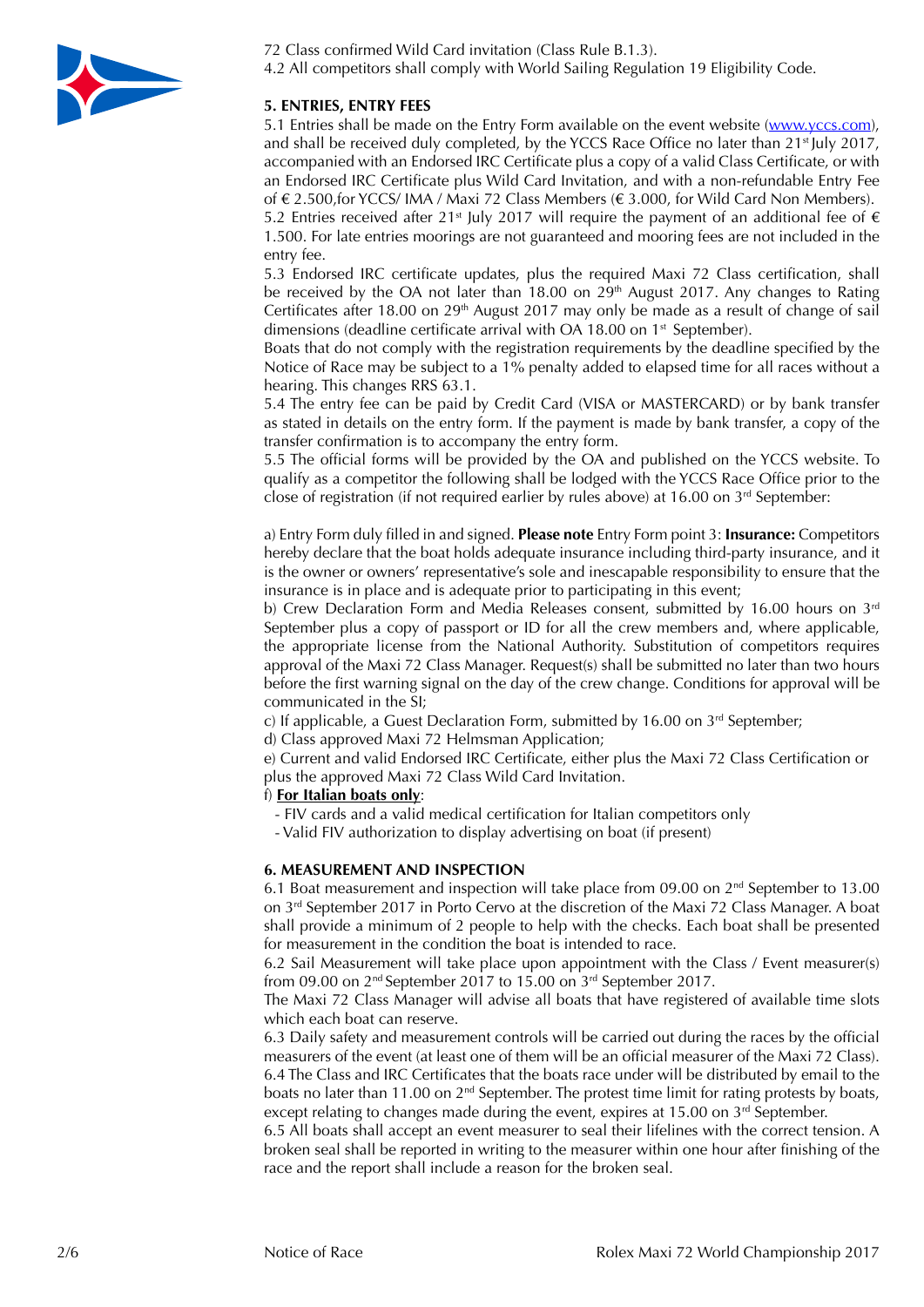72 Class confirmed Wild Card invitation (Class Rule B.1.3).

4.2 All competitors shall comply with World Sailing Regulation 19 Eligibility Code.

## 5. ENTRIES, ENTRY FEES

5.1 Entries shall be made on the Entry Form available on the event website (www.yccs.com), and shall be received duly completed, by the YCCS Race Office no later than 21st July 2017, accompanied with an Endorsed IRC Certificate plus a copy of a valid Class Certificate, or with an Endorsed IRC Certificate plus Wild Card Invitation, and with a non-refundable Entry Fee of € 2.500,for YCCS/ IMA / Maxi 72 Class Members (€ 3.000, for Wild Card Non Members).

5.2 Entries received after 21st July 2017 will require the payment of an additional fee of € 1.500. For late entries moorings are not guaranteed and mooring fees are not included in the entry fee.

5.3 Endorsed IRC certificate updates, plus the required Maxi 72 Class certification, shall be received by the OA not later than 18.00 on 29th August 2017. Any changes to Rating Certificates after 18.00 on 29th August 2017 may only be made as a result of change of sail dimensions (deadline certificate arrival with OA 18.00 on 1st September).

Boats that do not comply with the registration requirements by the deadline specified by the Notice of Race may be subject to a 1% penalty added to elapsed time for all races without a hearing. This changes RRS 63.1.

5.4 The entry fee can be paid by Credit Card (VISA or MASTERCARD) or by bank transfer as stated in details on the entry form. If the payment is made by bank transfer, a copy of the transfer confirmation is to accompany the entry form.

5.5 The official forms will be provided by the OA and published on the YCCS website. To qualify as a competitor the following shall be lodged with the YCCS Race Office prior to the close of registration (if not required earlier by rules above) at 16.00 on 3rd September:

a) Entry Form duly filled in and signed. **Please note** Entry Form point 3: **Insurance:** Competitors hereby declare that the boat holds adequate insurance including third-party insurance, and it is the owner or owners' representative's sole and inescapable responsibility to ensure that the insurance is in place and is adequate prior to participating in this event;

b) Crew Declaration Form and Media Releases consent, submitted by 16.00 hours on 3rd September plus a copy of passport or ID for all the crew members and, where applicable, the appropriate license from the National Authority. Substitution of competitors requires approval of the Maxi 72 Class Manager. Request(s) shall be submitted no later than two hours before the first warning signal on the day of the crew change. Conditions for approval will be communicated in the SI;

c) If applicable, a Guest Declaration Form, submitted by 16.00 on 3rd September;

d) Class approved Maxi 72 Helmsman Application;

e) Current and valid Endorsed IRC Certificate, either plus the Maxi 72 Class Certification or plus the approved Maxi 72 Class Wild Card Invitation.

f) **For Italian boats only**:

- FIV cards and a valid medical certification for Italian competitors only
- Valid FIV authorization to display advertising on boat (if present)

## 6. MEASUREMENT AND INSPECTION

6.1 Boat measurement and inspection will take place from 09.00 on 2nd September to 13.00 on 3rd September 2017 in Porto Cervo at the discretion of the Maxi 72 Class Manager. A boat shall provide a minimum of 2 people to help with the checks. Each boat shall be presented for measurement in the condition the boat is intended to race.

6.2 Sail Measurement will take place upon appointment with the Class / Event measurer(s) from 09.00 on 2nd September 2017 to 15.00 on 3rd September 2017.

The Maxi 72 Class Manager will advise all boats that have registered of available time slots which each boat can reserve.

6.3 Daily safety and measurement controls will be carried out during the races by the official measurers of the event (at least one of them will be an official measurer of the Maxi 72 Class).

6.4 The Class and IRC Certificates that the boats race under will be distributed by email to the boats no later than 11.00 on 2nd September. The protest time limit for rating protests by boats, except relating to changes made during the event, expires at 15.00 on 3rd September.

6.5 All boats shall accept an event measurer to seal their lifelines with the correct tension. A broken seal shall be reported in writing to the measurer within one hour after finishing of the race and the report shall include a reason for the broken seal.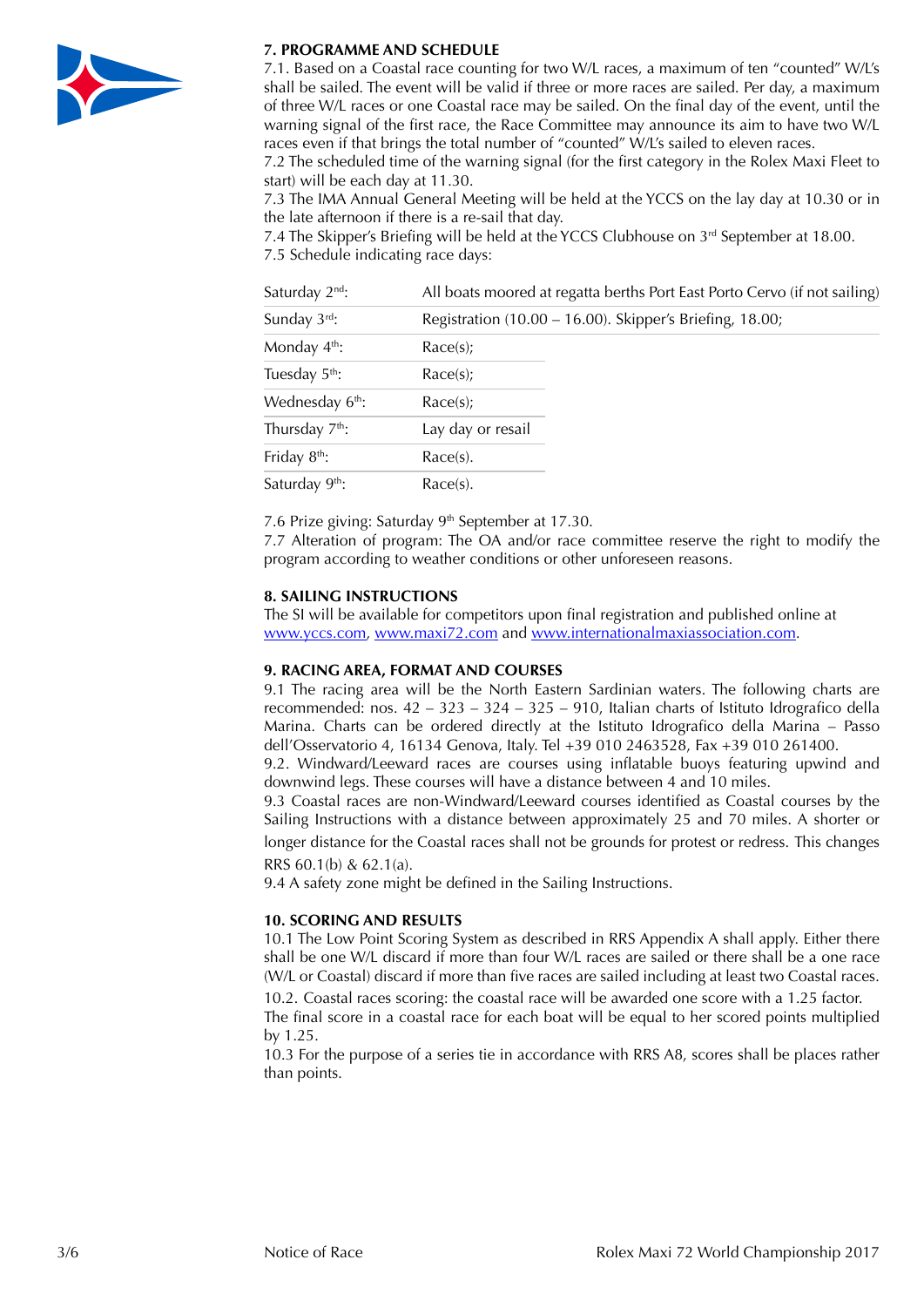### 7. PROGRAMME AND SCHEDULE

7.1. Based on a Coastal race counting for two W/L races, a maximum of ten "counted" W/L's shall be sailed. The event will be valid if three or more races are sailed. Per day, a maximum of three W/L races or one Coastal race may be sailed. On the final day of the event, until the warning signal of the first race, the Race Committee may announce its aim to have two W/L races even if that brings the total number of "counted" W/L's sailed to eleven races.

7.2 The scheduled time of the warning signal (for the first category in the Rolex Maxi Fleet to start) will be each day at 11.30.

7.3 The IMA Annual General Meeting will be held at the YCCS on the lay day at 10.30 or in the late afternoon if there is a re-sail that day.

7.4 The Skipper's Briefing will be held at the YCCS Clubhouse on 3rd September at 18.00.

7.5 Schedule indicating race days:

| | |
|---|---|
| Saturday 2nd: | All boats moored at regatta berths Port East Porto Cervo (if not sailing) |
| Sunday 3rd: | Registration (10.00 – 16.00). Skipper's Briefing, 18.00; |
| Monday 4th: | Race(s); |
| Tuesday 5th: | Race(s); |
| Wednesday 6th: | Race(s); |
| Thursday 7th: | Lay day or resail |
| Friday 8th: | Race(s). |
| Saturday 9th: | Race(s). |

7.6 Prize giving: Saturday 9th September at 17.30.

7.7 Alteration of program: The OA and/or race committee reserve the right to modify the program according to weather conditions or other unforeseen reasons.

### 8. SAILING INSTRUCTIONS

The SI will be available for competitors upon final registration and published online at www.yccs.com, www.maxi72.com and www.internationalmaxiassociation.com.

### 9. RACING AREA, FORMAT AND COURSES

9.1 The racing area will be the North Eastern Sardinian waters. The following charts are recommended: nos. 42 – 323 – 324 – 325 – 910, Italian charts of Istituto Idrografico della Marina. Charts can be ordered directly at the Istituto Idrografico della Marina – Passo dell'Osservatorio 4, 16134 Genova, Italy. Tel +39 010 2463528, Fax +39 010 261400.

9.2. Windward/Leeward races are courses using inflatable buoys featuring upwind and downwind legs. These courses will have a distance between 4 and 10 miles.

9.3 Coastal races are non-Windward/Leeward courses identified as Coastal courses by the Sailing Instructions with a distance between approximately 25 and 70 miles. A shorter or longer distance for the Coastal races shall not be grounds for protest or redress. This changes RRS 60.1(b) & 62.1(a).

9.4 A safety zone might be defined in the Sailing Instructions.

### 10. SCORING AND RESULTS

10.1 The Low Point Scoring System as described in RRS Appendix A shall apply. Either there shall be one W/L discard if more than four W/L races are sailed or there shall be a one race (W/L or Coastal) discard if more than five races are sailed including at least two Coastal races.

10.2. Coastal races scoring: the coastal race will be awarded one score with a 1.25 factor. The final score in a coastal race for each boat will be equal to her scored points multiplied by 1.25.

10.3 For the purpose of a series tie in accordance with RRS A8, scores shall be places rather than points.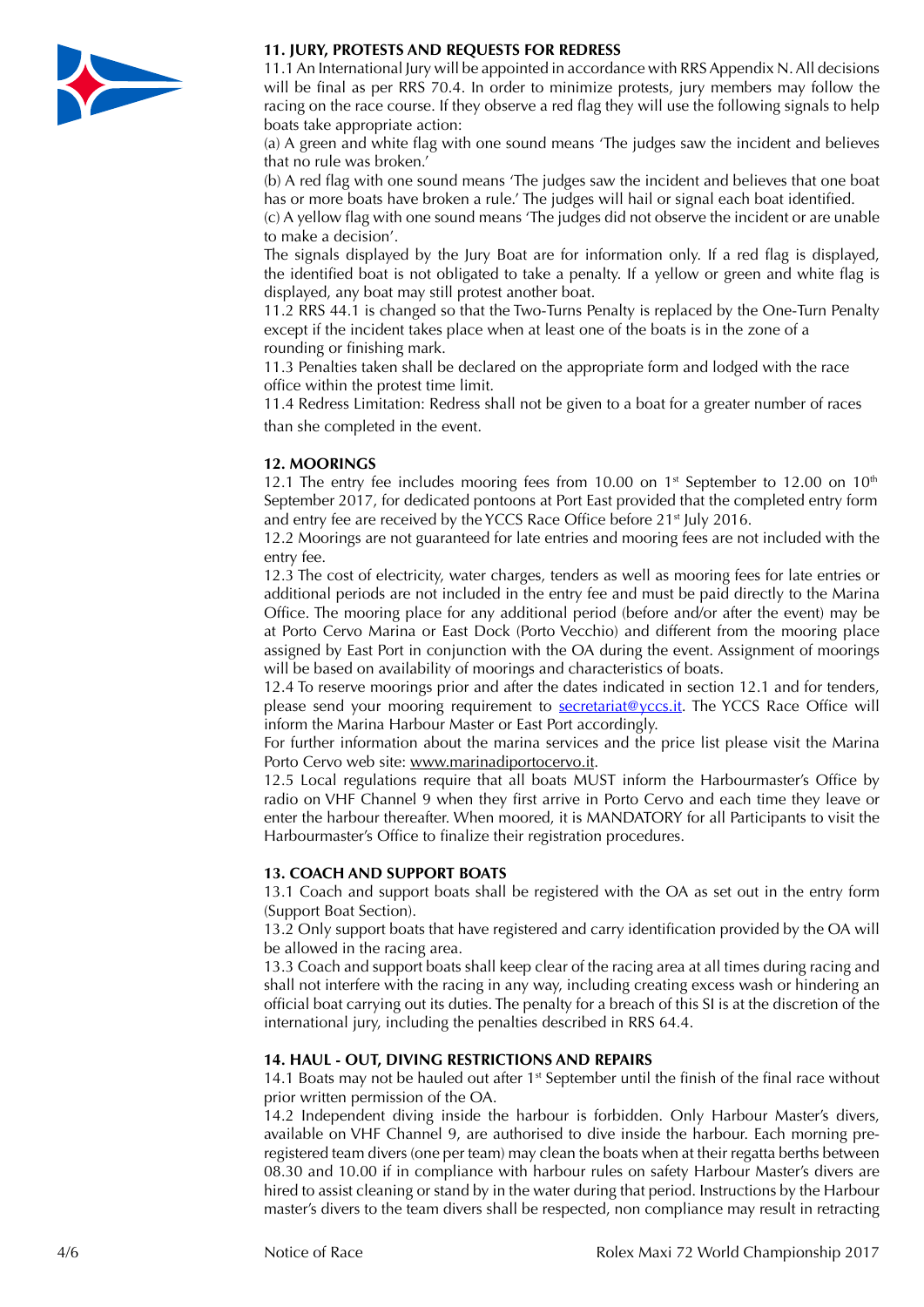**11. JURY, PROTESTS AND REQUESTS FOR REDRESS**

11.1 An International Jury will be appointed in accordance with RRS Appendix N. All decisions will be final as per RRS 70.4. In order to minimize protests, jury members may follow the racing on the race course. If they observe a red flag they will use the following signals to help boats take appropriate action:

(a) A green and white flag with one sound means 'The judges saw the incident and believes that no rule was broken.'

(b) A red flag with one sound means 'The judges saw the incident and believes that one boat has or more boats have broken a rule.' The judges will hail or signal each boat identified.

(c) A yellow flag with one sound means 'The judges did not observe the incident or are unable to make a decision'.

The signals displayed by the Jury Boat are for information only. If a red flag is displayed, the identified boat is not obligated to take a penalty. If a yellow or green and white flag is displayed, any boat may still protest another boat.

11.2 RRS 44.1 is changed so that the Two-Turns Penalty is replaced by the One-Turn Penalty except if the incident takes place when at least one of the boats is in the zone of a rounding or finishing mark.

11.3 Penalties taken shall be declared on the appropriate form and lodged with the race office within the protest time limit.

11.4 Redress Limitation: Redress shall not be given to a boat for a greater number of races than she completed in the event.

**12. MOORINGS**

12.1 The entry fee includes mooring fees from 10.00 on 1st September to 12.00 on 10th September 2017, for dedicated pontoons at Port East provided that the completed entry form and entry fee are received by the YCCS Race Office before 21st July 2016.

12.2 Moorings are not guaranteed for late entries and mooring fees are not included with the entry fee.

12.3 The cost of electricity, water charges, tenders as well as mooring fees for late entries or additional periods are not included in the entry fee and must be paid directly to the Marina Office. The mooring place for any additional period (before and/or after the event) may be at Porto Cervo Marina or East Dock (Porto Vecchio) and different from the mooring place assigned by East Port in conjunction with the OA during the event. Assignment of moorings will be based on availability of moorings and characteristics of boats.

12.4 To reserve moorings prior and after the dates indicated in section 12.1 and for tenders, please send your mooring requirement to secretariat@yccs.it. The YCCS Race Office will inform the Marina Harbour Master or East Port accordingly.

For further information about the marina services and the price list please visit the Marina Porto Cervo web site: www.marinadiportocervo.it.

12.5 Local regulations require that all boats MUST inform the Harbourmaster's Office by radio on VHF Channel 9 when they first arrive in Porto Cervo and each time they leave or enter the harbour thereafter. When moored, it is MANDATORY for all Participants to visit the Harbourmaster's Office to finalize their registration procedures.

**13. COACH AND SUPPORT BOATS**

13.1 Coach and support boats shall be registered with the OA as set out in the entry form (Support Boat Section).

13.2 Only support boats that have registered and carry identification provided by the OA will be allowed in the racing area.

13.3 Coach and support boats shall keep clear of the racing area at all times during racing and shall not interfere with the racing in any way, including creating excess wash or hindering an official boat carrying out its duties. The penalty for a breach of this SI is at the discretion of the international jury, including the penalties described in RRS 64.4.

**14. HAUL - OUT, DIVING RESTRICTIONS AND REPAIRS**

14.1 Boats may not be hauled out after 1st September until the finish of the final race without prior written permission of the OA.

14.2 Independent diving inside the harbour is forbidden. Only Harbour Master's divers, available on VHF Channel 9, are authorised to dive inside the harbour. Each morning pre-registered team divers (one per team) may clean the boats when at their regatta berths between 08.30 and 10.00 if in compliance with harbour rules on safety Harbour Master's divers are hired to assist cleaning or stand by in the water during that period. Instructions by the Harbour master's divers to the team divers shall be respected, non compliance may result in retracting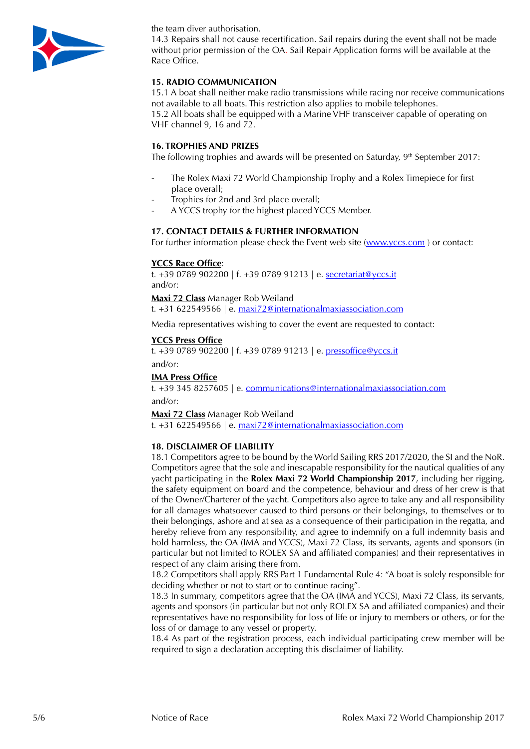the team diver authorisation.
14.3 Repairs shall not cause recertification. Sail repairs during the event shall not be made without prior permission of the OA. Sail Repair Application forms will be available at the Race Office.

### 15. RADIO COMMUNICATION

15.1 A boat shall neither make radio transmissions while racing nor receive communications not available to all boats. This restriction also applies to mobile telephones.
15.2 All boats shall be equipped with a Marine VHF transceiver capable of operating on VHF channel 9, 16 and 72.

### 16. TROPHIES AND PRIZES

The following trophies and awards will be presented on Saturday, 9th September 2017:

- The Rolex Maxi 72 World Championship Trophy and a Rolex Timepiece for first place overall;
- Trophies for 2nd and 3rd place overall;
- A YCCS trophy for the highest placed YCCS Member.

### 17. CONTACT DETAILS & FURTHER INFORMATION

For further information please check the Event web site (www.yccs.com ) or contact:

**YCCS Race Office**:
t. +39 0789 902200 | f. +39 0789 91213 | e. secretariat@yccs.it
and/or:

**Maxi 72 Class** Manager Rob Weiland
t. +31 622549566 | e. maxi72@internationalmaxiassociation.com

Media representatives wishing to cover the event are requested to contact:

**YCCS Press Office**
t. +39 0789 902200 | f. +39 0789 91213 | e. pressoffice@yccs.it
and/or:

**IMA Press Office**
t. +39 345 8257605 | e. communications@internationalmaxiassociation.com
and/or:

**Maxi 72 Class** Manager Rob Weiland
t. +31 622549566 | e. maxi72@internationalmaxiassociation.com

### 18. DISCLAIMER OF LIABILITY

18.1 Competitors agree to be bound by the World Sailing RRS 2017/2020, the SI and the NoR. Competitors agree that the sole and inescapable responsibility for the nautical qualities of any yacht participating in the **Rolex Maxi 72 World Championship 2017**, including her rigging, the safety equipment on board and the competence, behaviour and dress of her crew is that of the Owner/Charterer of the yacht. Competitors also agree to take any and all responsibility for all damages whatsoever caused to third persons or their belongings, to themselves or to their belongings, ashore and at sea as a consequence of their participation in the regatta, and hereby relieve from any responsibility, and agree to indemnify on a full indemnity basis and hold harmless, the OA (IMA and YCCS), Maxi 72 Class, its servants, agents and sponsors (in particular but not limited to ROLEX SA and affiliated companies) and their representatives in respect of any claim arising there from.
18.2 Competitors shall apply RRS Part 1 Fundamental Rule 4: "A boat is solely responsible for deciding whether or not to start or to continue racing".
18.3 In summary, competitors agree that the OA (IMA and YCCS), Maxi 72 Class, its servants, agents and sponsors (in particular but not only ROLEX SA and affiliated companies) and their representatives have no responsibility for loss of life or injury to members or others, or for the loss of or damage to any vessel or property.
18.4 As part of the registration process, each individual participating crew member will be required to sign a declaration accepting this disclaimer of liability.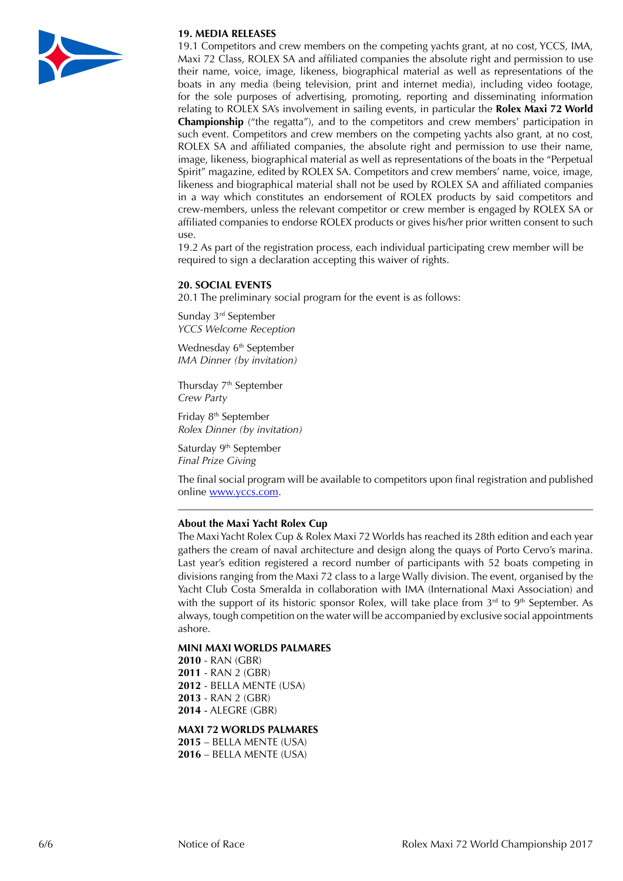## 19. MEDIA RELEASES

19.1 Competitors and crew members on the competing yachts grant, at no cost, YCCS, IMA, Maxi 72 Class, ROLEX SA and affiliated companies the absolute right and permission to use their name, voice, image, likeness, biographical material as well as representations of the boats in any media (being television, print and internet media), including video footage, for the sole purposes of advertising, promoting, reporting and disseminating information relating to ROLEX SA's involvement in sailing events, in particular the **Rolex Maxi 72 World Championship** ("the regatta"), and to the competitors and crew members' participation in such event. Competitors and crew members on the competing yachts also grant, at no cost, ROLEX SA and affiliated companies, the absolute right and permission to use their name, image, likeness, biographical material as well as representations of the boats in the "Perpetual Spirit" magazine, edited by ROLEX SA. Competitors and crew members' name, voice, image, likeness and biographical material shall not be used by ROLEX SA and affiliated companies in a way which constitutes an endorsement of ROLEX products by said competitors and crew-members, unless the relevant competitor or crew member is engaged by ROLEX SA or affiliated companies to endorse ROLEX products or gives his/her prior written consent to such use.

19.2 As part of the registration process, each individual participating crew member will be required to sign a declaration accepting this waiver of rights.

## 20. SOCIAL EVENTS

20.1 The preliminary social program for the event is as follows:

Sunday 3rd September
*YCCS Welcome Reception*

Wednesday 6th September
*IMA Dinner (by invitation)*

Thursday 7th September
*Crew Party*

Friday 8th September
*Rolex Dinner (by invitation)*

Saturday 9th September
*Final Prize Giving*

The final social program will be available to competitors upon final registration and published online [www.yccs.com](www.yccs.com).

---

### About the Maxi Yacht Rolex Cup

The Maxi Yacht Rolex Cup & Rolex Maxi 72 Worlds has reached its 28th edition and each year gathers the cream of naval architecture and design along the quays of Porto Cervo's marina. Last year's edition registered a record number of participants with 52 boats competing in divisions ranging from the Maxi 72 class to a large Wally division. The event, organised by the Yacht Club Costa Smeralda in collaboration with IMA (International Maxi Association) and with the support of its historic sponsor Rolex, will take place from 3rd to 9th September. As always, tough competition on the water will be accompanied by exclusive social appointments ashore.

### MINI MAXI WORLDS PALMARES

**2010** - RAN (GBR)
**2011** - RAN 2 (GBR)
**2012** - BELLA MENTE (USA)
**2013** - RAN 2 (GBR)
**2014** - ALEGRE (GBR)

### MAXI 72 WORLDS PALMARES

**2015** – BELLA MENTE (USA)
**2016** – BELLA MENTE (USA)